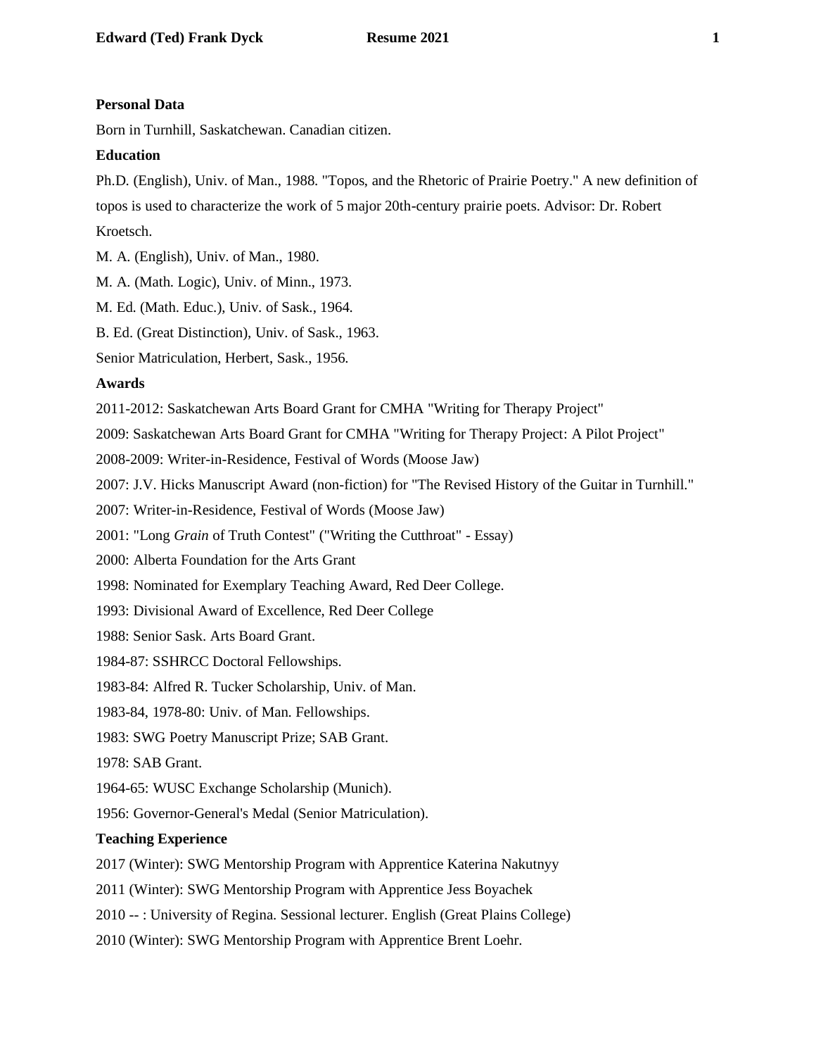**Personal Data**

Born in Turnhill, Saskatchewan. Canadian citizen.

**Education**

Ph.D. (English), Univ. of Man., 1988. "Topos, and the Rhetoric of Prairie Poetry." A new definition of topos is used to characterize the work of 5 major 20th-century prairie poets. Advisor: Dr. Robert Kroetsch.

M. A. (English), Univ. of Man., 1980.

M. A. (Math. Logic), Univ. of Minn., 1973.

M. Ed. (Math. Educ.), Univ. of Sask., 1964.

B. Ed. (Great Distinction), Univ. of Sask., 1963.

Senior Matriculation, Herbert, Sask., 1956.

**Awards**

2011-2012: Saskatchewan Arts Board Grant for CMHA "Writing for Therapy Project"

2009: Saskatchewan Arts Board Grant for CMHA "Writing for Therapy Project: A Pilot Project"

2008-2009: Writer-in-Residence, Festival of Words (Moose Jaw)

2007: J.V. Hicks Manuscript Award (non-fiction) for "The Revised History of the Guitar in Turnhill."

2007: Writer-in-Residence, Festival of Words (Moose Jaw)

2001: "Long *Grain* of Truth Contest" ("Writing the Cutthroat" - Essay)

2000: Alberta Foundation for the Arts Grant

1998: Nominated for Exemplary Teaching Award, Red Deer College.

1993: Divisional Award of Excellence, Red Deer College

1988: Senior Sask. Arts Board Grant.

1984-87: SSHRCC Doctoral Fellowships.

1983-84: Alfred R. Tucker Scholarship, Univ. of Man.

1983-84, 1978-80: Univ. of Man. Fellowships.

1983: SWG Poetry Manuscript Prize; SAB Grant.

1978: SAB Grant.

1964-65: WUSC Exchange Scholarship (Munich).

1956: Governor-General's Medal (Senior Matriculation).

**Teaching Experience**

2017 (Winter): SWG Mentorship Program with Apprentice Katerina Nakutnyy

2011 (Winter): SWG Mentorship Program with Apprentice Jess Boyachek

2010 -- : University of Regina. Sessional lecturer. English (Great Plains College)

2010 (Winter): SWG Mentorship Program with Apprentice Brent Loehr.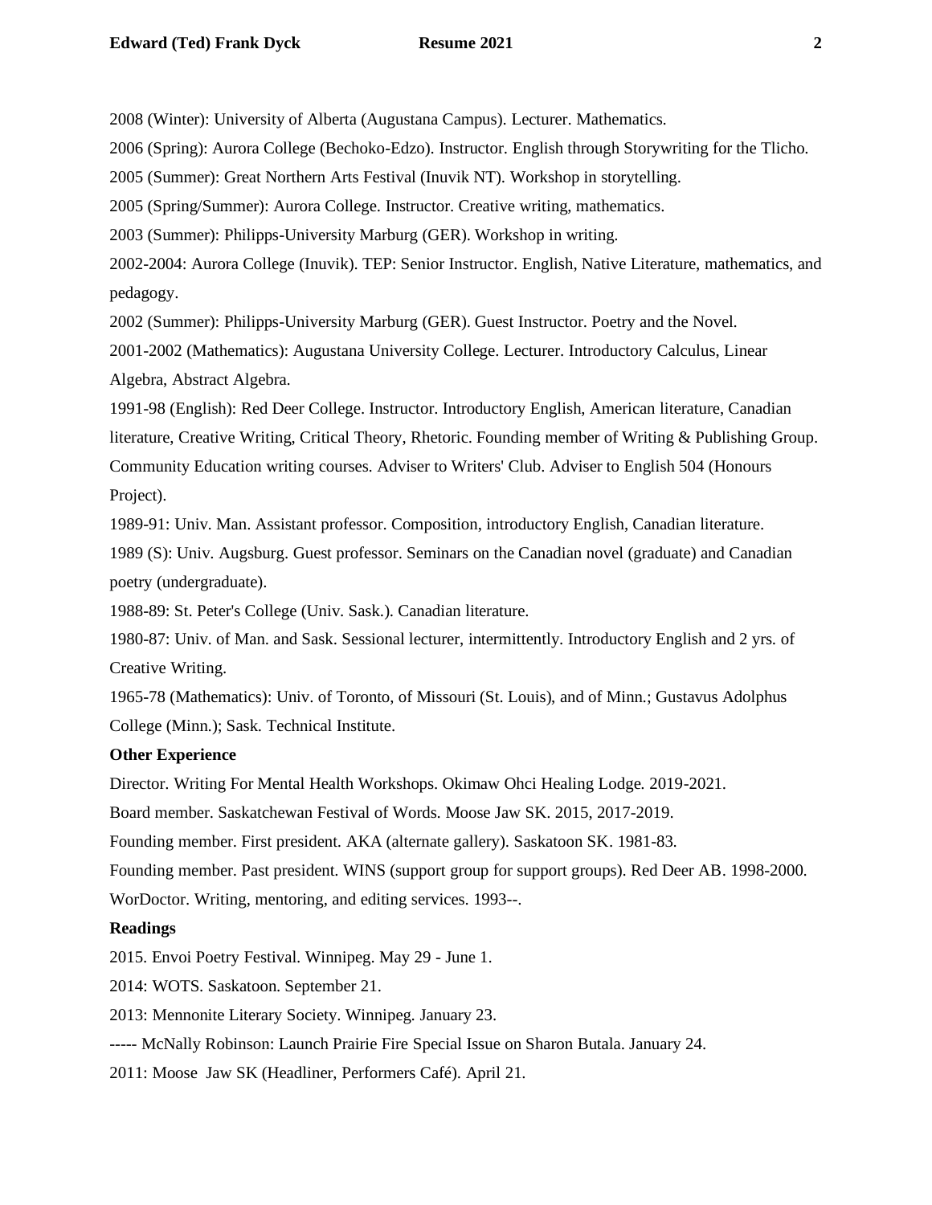2008 (Winter): University of Alberta (Augustana Campus). Lecturer. Mathematics.

2006 (Spring): Aurora College (Bechoko-Edzo). Instructor. English through Storywriting for the Tlicho.

2005 (Summer): Great Northern Arts Festival (Inuvik NT). Workshop in storytelling.

2005 (Spring/Summer): Aurora College. Instructor. Creative writing, mathematics.

2003 (Summer): Philipps-University Marburg (GER). Workshop in writing.

2002-2004: Aurora College (Inuvik). TEP: Senior Instructor. English, Native Literature, mathematics, and pedagogy.

2002 (Summer): Philipps-University Marburg (GER). Guest Instructor. Poetry and the Novel.

2001-2002 (Mathematics): Augustana University College. Lecturer. Introductory Calculus, Linear Algebra, Abstract Algebra.

1991-98 (English): Red Deer College. Instructor. Introductory English, American literature, Canadian literature, Creative Writing, Critical Theory, Rhetoric. Founding member of Writing & Publishing Group. Community Education writing courses. Adviser to Writers' Club. Adviser to English 504 (Honours Project).

1989-91: Univ. Man. Assistant professor. Composition, introductory English, Canadian literature.

1989 (S): Univ. Augsburg. Guest professor. Seminars on the Canadian novel (graduate) and Canadian poetry (undergraduate).

1988-89: St. Peter's College (Univ. Sask.). Canadian literature.

1980-87: Univ. of Man. and Sask. Sessional lecturer, intermittently. Introductory English and 2 yrs. of Creative Writing.

1965-78 (Mathematics): Univ. of Toronto, of Missouri (St. Louis), and of Minn.; Gustavus Adolphus College (Minn.); Sask. Technical Institute.

**Other Experience**

Director. Writing For Mental Health Workshops. Okimaw Ohci Healing Lodge. 2019-2021.

Board member. Saskatchewan Festival of Words. Moose Jaw SK. 2015, 2017-2019.

Founding member. First president. AKA (alternate gallery). Saskatoon SK. 1981-83.

Founding member. Past president. WINS (support group for support groups). Red Deer AB. 1998-2000.

WorDoctor. Writing, mentoring, and editing services. 1993--.

**Readings**

2015. Envoi Poetry Festival. Winnipeg. May 29 - June 1.

2014: WOTS. Saskatoon. September 21.

2013: Mennonite Literary Society. Winnipeg. January 23.

----- McNally Robinson: Launch Prairie Fire Special Issue on Sharon Butala. January 24.

2011: Moose Jaw SK (Headliner, Performers Café). April 21.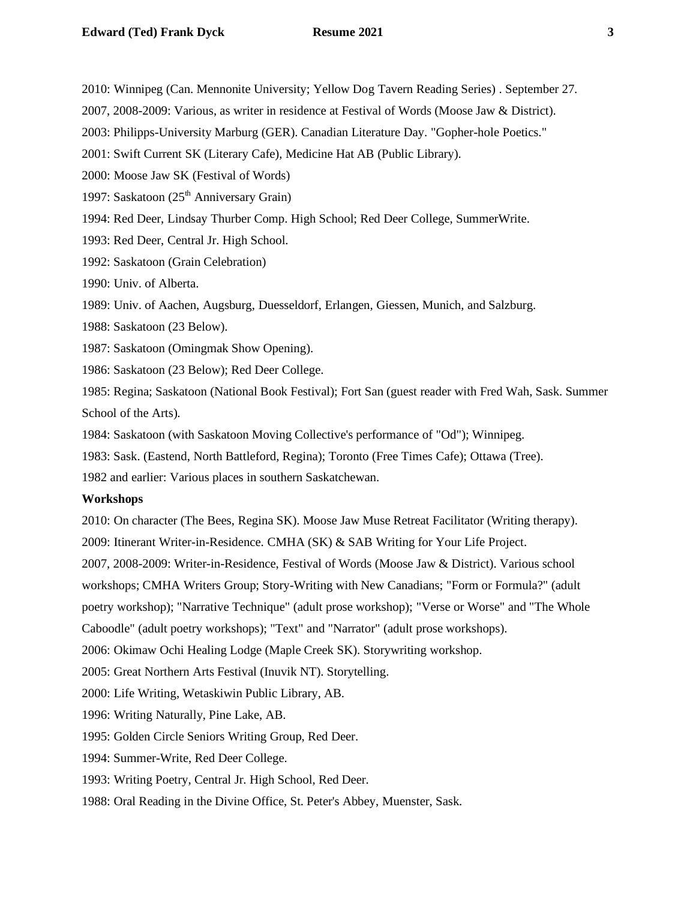2010: Winnipeg (Can. Mennonite University; Yellow Dog Tavern Reading Series) . September 27.

2007, 2008-2009: Various, as writer in residence at Festival of Words (Moose Jaw & District).

2003: Philipps-University Marburg (GER). Canadian Literature Day. "Gopher-hole Poetics."

2001: Swift Current SK (Literary Cafe), Medicine Hat AB (Public Library).

2000: Moose Jaw SK (Festival of Words)

1997: Saskatoon (25th Anniversary Grain)

1994: Red Deer, Lindsay Thurber Comp. High School; Red Deer College, SummerWrite.

1993: Red Deer, Central Jr. High School.

1992: Saskatoon (Grain Celebration)

1990: Univ. of Alberta.

1989: Univ. of Aachen, Augsburg, Duesseldorf, Erlangen, Giessen, Munich, and Salzburg.

1988: Saskatoon (23 Below).

1987: Saskatoon (Omingmak Show Opening).

1986: Saskatoon (23 Below); Red Deer College.

1985: Regina; Saskatoon (National Book Festival); Fort San (guest reader with Fred Wah, Sask. Summer School of the Arts).

1984: Saskatoon (with Saskatoon Moving Collective's performance of "Od"); Winnipeg.

1983: Sask. (Eastend, North Battleford, Regina); Toronto (Free Times Cafe); Ottawa (Tree).

1982 and earlier: Various places in southern Saskatchewan.

**Workshops**

2010: On character (The Bees, Regina SK). Moose Jaw Muse Retreat Facilitator (Writing therapy).

2009: Itinerant Writer-in-Residence. CMHA (SK) & SAB Writing for Your Life Project.

2007, 2008-2009: Writer-in-Residence, Festival of Words (Moose Jaw & District). Various school workshops; CMHA Writers Group; Story-Writing with New Canadians; "Form or Formula?" (adult poetry workshop); "Narrative Technique" (adult prose workshop); "Verse or Worse" and "The Whole Caboodle" (adult poetry workshops); "Text" and "Narrator" (adult prose workshops).

2006: Okimaw Ochi Healing Lodge (Maple Creek SK). Storywriting workshop.

2005: Great Northern Arts Festival (Inuvik NT). Storytelling.

2000: Life Writing, Wetaskiwin Public Library, AB.

1996: Writing Naturally, Pine Lake, AB.

1995: Golden Circle Seniors Writing Group, Red Deer.

1994: Summer-Write, Red Deer College.

1993: Writing Poetry, Central Jr. High School, Red Deer.

1988: Oral Reading in the Divine Office, St. Peter's Abbey, Muenster, Sask.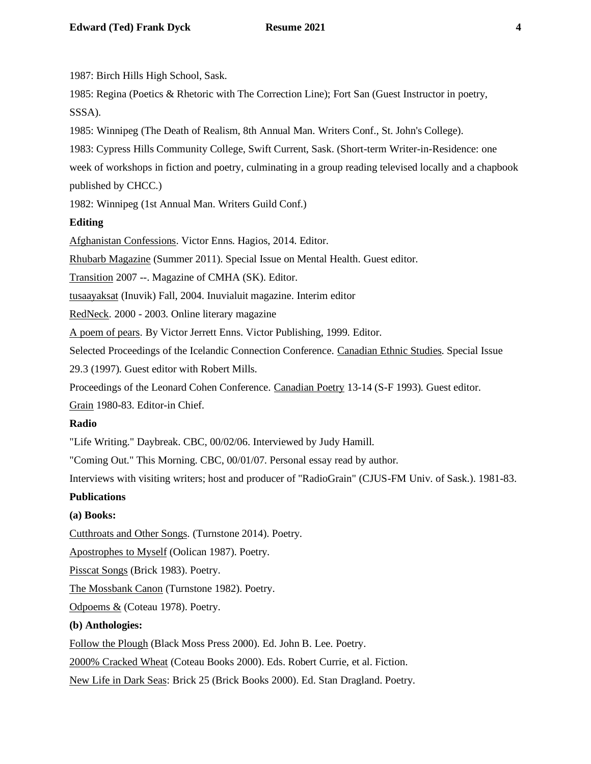1987: Birch Hills High School, Sask.

1985: Regina (Poetics & Rhetoric with The Correction Line); Fort San (Guest Instructor in poetry, SSSA).

1985: Winnipeg (The Death of Realism, 8th Annual Man. Writers Conf., St. John's College).

1983: Cypress Hills Community College, Swift Current, Sask. (Short-term Writer-in-Residence: one week of workshops in fiction and poetry, culminating in a group reading televised locally and a chapbook published by CHCC.)

1982: Winnipeg (1st Annual Man. Writers Guild Conf.)

**Editing**

Afghanistan Confessions. Victor Enns. Hagios, 2014. Editor.

Rhubarb Magazine (Summer 2011). Special Issue on Mental Health. Guest editor.

Transition 2007 --. Magazine of CMHA (SK). Editor.

tusaayaksat (Inuvik) Fall, 2004. Inuvialuit magazine. Interim editor

RedNeck. 2000 - 2003. Online literary magazine

A poem of pears. By Victor Jerrett Enns. Victor Publishing, 1999. Editor.

Selected Proceedings of the Icelandic Connection Conference. Canadian Ethnic Studies. Special Issue 29.3 (1997). Guest editor with Robert Mills.

Proceedings of the Leonard Cohen Conference. Canadian Poetry 13-14 (S-F 1993). Guest editor.

Grain 1980-83. Editor-in Chief.

**Radio**

"Life Writing." Daybreak. CBC, 00/02/06. Interviewed by Judy Hamill.

"Coming Out." This Morning. CBC, 00/01/07. Personal essay read by author.

Interviews with visiting writers; host and producer of "RadioGrain" (CJUS-FM Univ. of Sask.). 1981-83.

**Publications**

**(a) Books:**

Cutthroats and Other Songs. (Turnstone 2014). Poetry.

Apostrophes to Myself (Oolican 1987). Poetry.

Pisscat Songs (Brick 1983). Poetry.

The Mossbank Canon (Turnstone 1982). Poetry.

Odpoems & (Coteau 1978). Poetry.

**(b) Anthologies:**

Follow the Plough (Black Moss Press 2000). Ed. John B. Lee. Poetry.

2000% Cracked Wheat (Coteau Books 2000). Eds. Robert Currie, et al. Fiction.

New Life in Dark Seas: Brick 25 (Brick Books 2000). Ed. Stan Dragland. Poetry.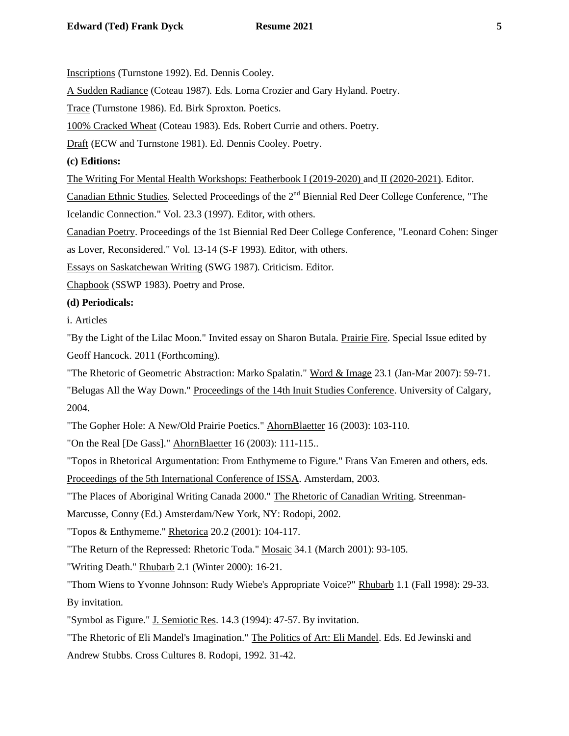Inscriptions (Turnstone 1992). Ed. Dennis Cooley.

A Sudden Radiance (Coteau 1987). Eds. Lorna Crozier and Gary Hyland. Poetry.

Trace (Turnstone 1986). Ed. Birk Sproxton. Poetics.

100% Cracked Wheat (Coteau 1983). Eds. Robert Currie and others. Poetry.

Draft (ECW and Turnstone 1981). Ed. Dennis Cooley. Poetry.

**(c) Editions:**

The Writing For Mental Health Workshops: Featherbook I (2019-2020) and II (2020-2021). Editor.

Canadian Ethnic Studies. Selected Proceedings of the 2nd Biennial Red Deer College Conference, "The Icelandic Connection." Vol. 23.3 (1997). Editor, with others.

Canadian Poetry. Proceedings of the 1st Biennial Red Deer College Conference, "Leonard Cohen: Singer as Lover, Reconsidered." Vol. 13-14 (S-F 1993). Editor, with others.

Essays on Saskatchewan Writing (SWG 1987). Criticism. Editor.

Chapbook (SSWP 1983). Poetry and Prose.

**(d) Periodicals:**

i. Articles

"By the Light of the Lilac Moon." Invited essay on Sharon Butala. Prairie Fire. Special Issue edited by Geoff Hancock. 2011 (Forthcoming).

"The Rhetoric of Geometric Abstraction: Marko Spalatin." Word & Image 23.1 (Jan-Mar 2007): 59-71.

"Belugas All the Way Down." Proceedings of the 14th Inuit Studies Conference. University of Calgary, 2004.

"The Gopher Hole: A New/Old Prairie Poetics." AhornBlaetter 16 (2003): 103-110.

"On the Real [De Gass]." AhornBlaetter 16 (2003): 111-115..

"Topos in Rhetorical Argumentation: From Enthymeme to Figure." Frans Van Emeren and others, eds. Proceedings of the 5th International Conference of ISSA. Amsterdam, 2003.

"The Places of Aboriginal Writing Canada 2000." The Rhetoric of Canadian Writing. Streenman-Marcusse, Conny (Ed.) Amsterdam/New York, NY: Rodopi, 2002.

"Topos & Enthymeme." Rhetorica 20.2 (2001): 104-117.

"The Return of the Repressed: Rhetoric Toda." Mosaic 34.1 (March 2001): 93-105.

"Writing Death." Rhubarb 2.1 (Winter 2000): 16-21.

"Thom Wiens to Yvonne Johnson: Rudy Wiebe's Appropriate Voice?" Rhubarb 1.1 (Fall 1998): 29-33. By invitation.

"Symbol as Figure." J. Semiotic Res. 14.3 (1994): 47-57. By invitation.

"The Rhetoric of Eli Mandel's Imagination." The Politics of Art: Eli Mandel. Eds. Ed Jewinski and Andrew Stubbs. Cross Cultures 8. Rodopi, 1992. 31-42.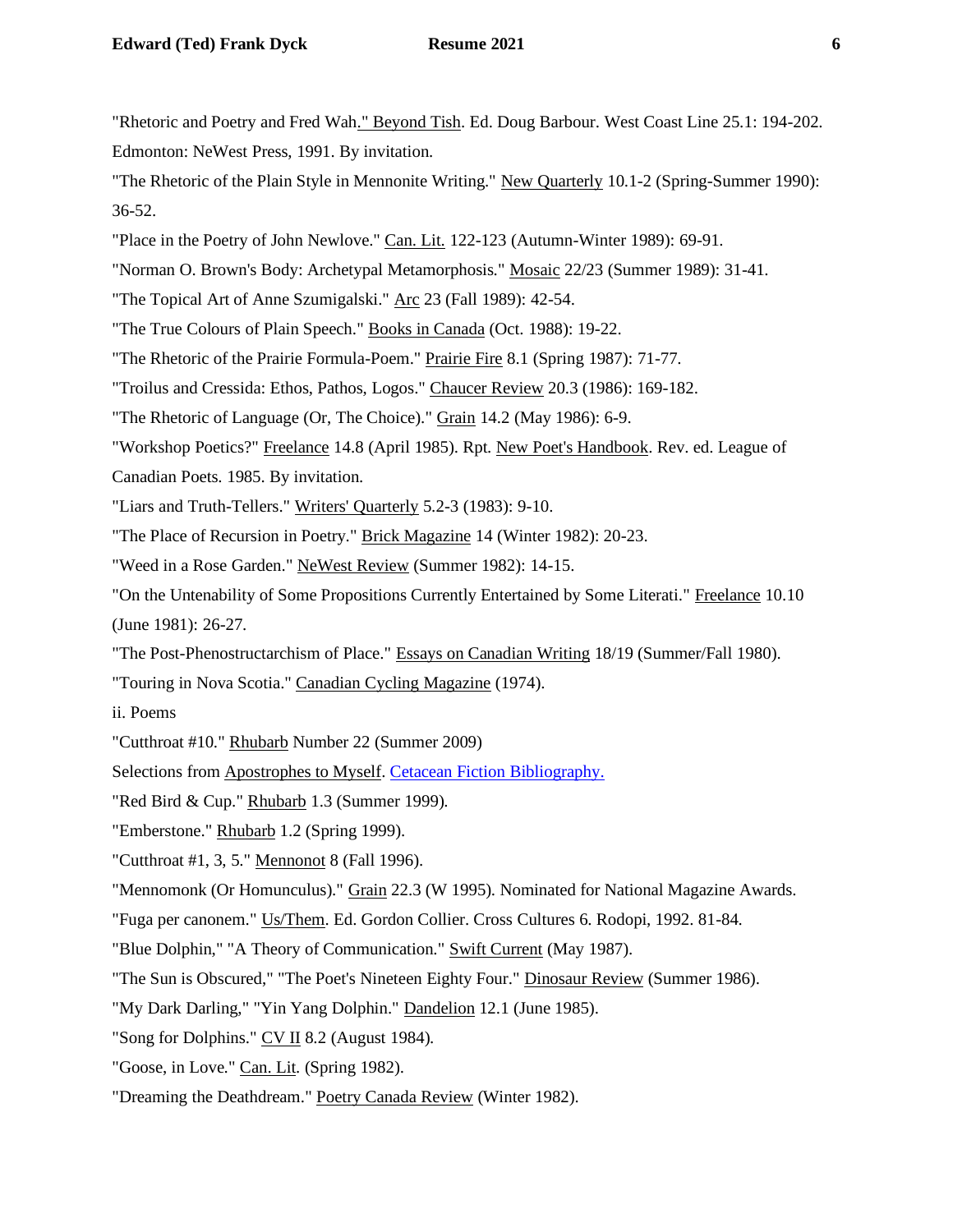"Rhetoric and Poetry and Fred Wah." Beyond Tish. Ed. Doug Barbour. West Coast Line 25.1: 194-202. Edmonton: NeWest Press, 1991. By invitation.

"The Rhetoric of the Plain Style in Mennonite Writing." New Quarterly 10.1-2 (Spring-Summer 1990): 36-52.

"Place in the Poetry of John Newlove." Can. Lit. 122-123 (Autumn-Winter 1989): 69-91.

"Norman O. Brown's Body: Archetypal Metamorphosis." Mosaic 22/23 (Summer 1989): 31-41.

"The Topical Art of Anne Szumigalski." Arc 23 (Fall 1989): 42-54.

"The True Colours of Plain Speech." Books in Canada (Oct. 1988): 19-22.

"The Rhetoric of the Prairie Formula-Poem." Prairie Fire 8.1 (Spring 1987): 71-77.

"Troilus and Cressida: Ethos, Pathos, Logos." Chaucer Review 20.3 (1986): 169-182.

"The Rhetoric of Language (Or, The Choice)." Grain 14.2 (May 1986): 6-9.

"Workshop Poetics?" Freelance 14.8 (April 1985). Rpt. New Poet's Handbook. Rev. ed. League of Canadian Poets. 1985. By invitation.

"Liars and Truth-Tellers." Writers' Quarterly 5.2-3 (1983): 9-10.

"The Place of Recursion in Poetry." Brick Magazine 14 (Winter 1982): 20-23.

"Weed in a Rose Garden." NeWest Review (Summer 1982): 14-15.

"On the Untenability of Some Propositions Currently Entertained by Some Literati." Freelance 10.10 (June 1981): 26-27.

"The Post-Phenostructarchism of Place." Essays on Canadian Writing 18/19 (Summer/Fall 1980).

"Touring in Nova Scotia." Canadian Cycling Magazine (1974).

ii. Poems

"Cutthroat #10." Rhubarb Number 22 (Summer 2009)

Selections from Apostrophes to Myself. Cetacean Fiction Bibliography.

"Red Bird & Cup." Rhubarb 1.3 (Summer 1999).

"Emberstone." Rhubarb 1.2 (Spring 1999).

"Cutthroat #1, 3, 5." Mennonot 8 (Fall 1996).

"Mennomonk (Or Homunculus)." Grain 22.3 (W 1995). Nominated for National Magazine Awards.

"Fuga per canonem." Us/Them. Ed. Gordon Collier. Cross Cultures 6. Rodopi, 1992. 81-84.

"Blue Dolphin," "A Theory of Communication." Swift Current (May 1987).

"The Sun is Obscured," "The Poet's Nineteen Eighty Four." Dinosaur Review (Summer 1986).

"My Dark Darling," "Yin Yang Dolphin." Dandelion 12.1 (June 1985).

"Song for Dolphins." CV II 8.2 (August 1984).

"Goose, in Love." Can. Lit. (Spring 1982).

"Dreaming the Deathdream." Poetry Canada Review (Winter 1982).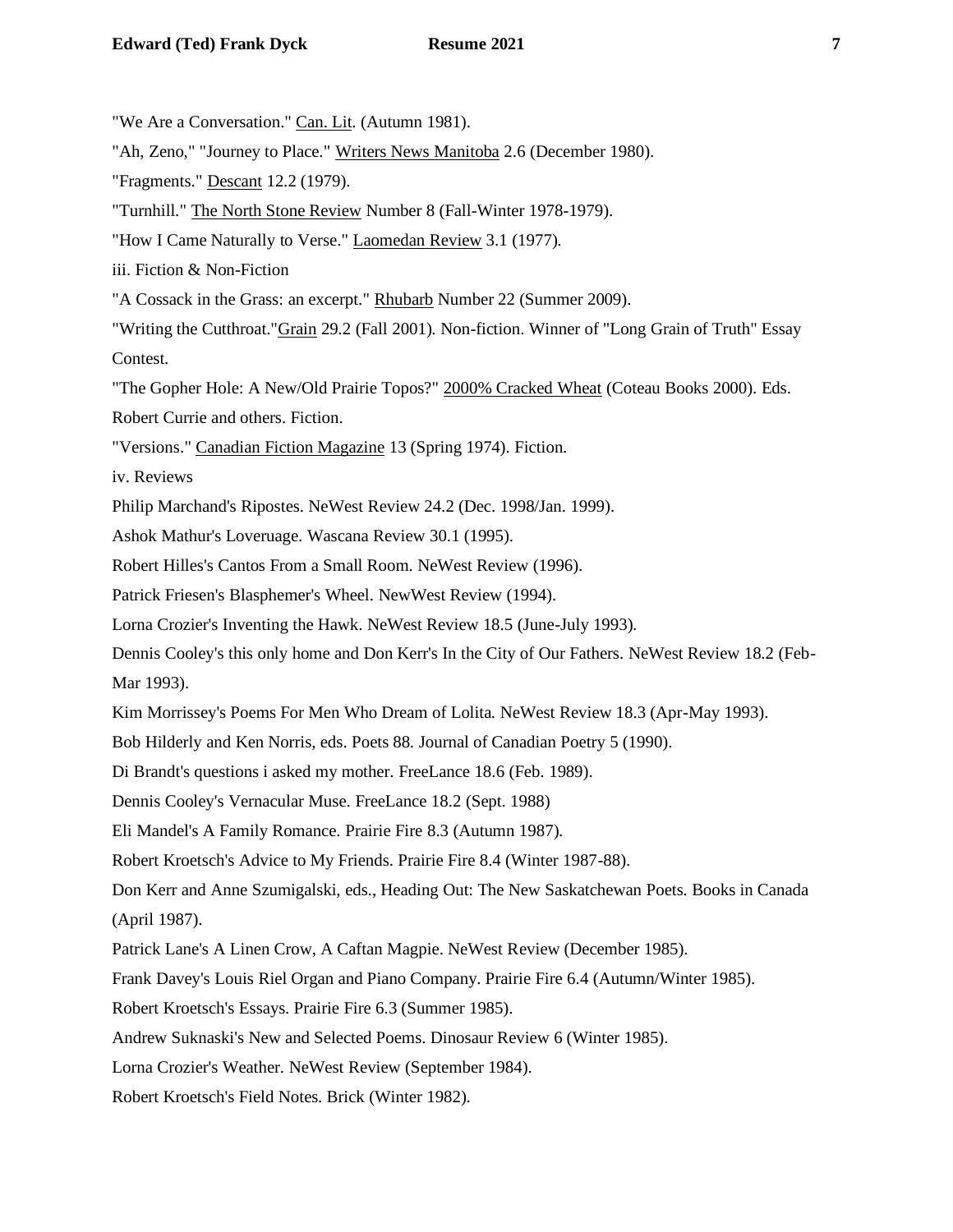"We Are a Conversation." Can. Lit. (Autumn 1981).

"Ah, Zeno," "Journey to Place." Writers News Manitoba 2.6 (December 1980).

"Fragments." Descant 12.2 (1979).

"Turnhill." The North Stone Review Number 8 (Fall-Winter 1978-1979).

"How I Came Naturally to Verse." Laomedan Review 3.1 (1977).

iii. Fiction & Non-Fiction

"A Cossack in the Grass: an excerpt." Rhubarb Number 22 (Summer 2009).

"Writing the Cutthroat."Grain 29.2 (Fall 2001). Non-fiction. Winner of "Long Grain of Truth" Essay Contest.

"The Gopher Hole: A New/Old Prairie Topos?" 2000% Cracked Wheat (Coteau Books 2000). Eds. Robert Currie and others. Fiction.

"Versions." Canadian Fiction Magazine 13 (Spring 1974). Fiction.

iv. Reviews

Philip Marchand's Ripostes. NeWest Review 24.2 (Dec. 1998/Jan. 1999).

Ashok Mathur's Loveruage. Wascana Review 30.1 (1995).

Robert Hilles's Cantos From a Small Room. NeWest Review (1996).

Patrick Friesen's Blasphemer's Wheel. NewWest Review (1994).

Lorna Crozier's Inventing the Hawk. NeWest Review 18.5 (June-July 1993).

Dennis Cooley's this only home and Don Kerr's In the City of Our Fathers. NeWest Review 18.2 (Feb-Mar 1993).

Kim Morrissey's Poems For Men Who Dream of Lolita. NeWest Review 18.3 (Apr-May 1993).

Bob Hilderly and Ken Norris, eds. Poets 88. Journal of Canadian Poetry 5 (1990).

Di Brandt's questions i asked my mother. FreeLance 18.6 (Feb. 1989).

Dennis Cooley's Vernacular Muse. FreeLance 18.2 (Sept. 1988)

Eli Mandel's A Family Romance. Prairie Fire 8.3 (Autumn 1987).

Robert Kroetsch's Advice to My Friends. Prairie Fire 8.4 (Winter 1987-88).

Don Kerr and Anne Szumigalski, eds., Heading Out: The New Saskatchewan Poets. Books in Canada (April 1987).

Patrick Lane's A Linen Crow, A Caftan Magpie. NeWest Review (December 1985).

Frank Davey's Louis Riel Organ and Piano Company. Prairie Fire 6.4 (Autumn/Winter 1985).

Robert Kroetsch's Essays. Prairie Fire 6.3 (Summer 1985).

Andrew Suknaski's New and Selected Poems. Dinosaur Review 6 (Winter 1985).

Lorna Crozier's Weather. NeWest Review (September 1984).

Robert Kroetsch's Field Notes. Brick (Winter 1982).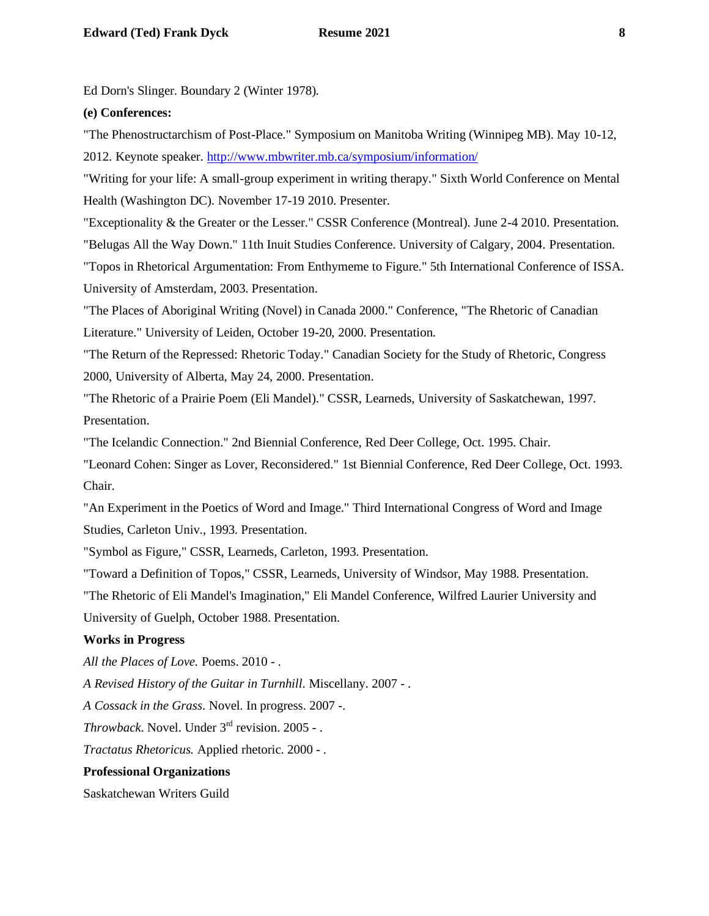Ed Dorn's Slinger. Boundary 2 (Winter 1978).

**(e) Conferences:**

"The Phenostructarchism of Post-Place." Symposium on Manitoba Writing (Winnipeg MB). May 10-12, 2012. Keynote speaker. http://www.mbwriter.mb.ca/symposium/information/

"Writing for your life: A small-group experiment in writing therapy." Sixth World Conference on Mental Health (Washington DC). November 17-19 2010. Presenter.

"Exceptionality & the Greater or the Lesser." CSSR Conference (Montreal). June 2-4 2010. Presentation.

"Belugas All the Way Down." 11th Inuit Studies Conference. University of Calgary, 2004. Presentation.

"Topos in Rhetorical Argumentation: From Enthymeme to Figure." 5th International Conference of ISSA. University of Amsterdam, 2003. Presentation.

"The Places of Aboriginal Writing (Novel) in Canada 2000." Conference, "The Rhetoric of Canadian Literature." University of Leiden, October 19-20, 2000. Presentation.

"The Return of the Repressed: Rhetoric Today." Canadian Society for the Study of Rhetoric, Congress 2000, University of Alberta, May 24, 2000. Presentation.

"The Rhetoric of a Prairie Poem (Eli Mandel)." CSSR, Learneds, University of Saskatchewan, 1997. Presentation.

"The Icelandic Connection." 2nd Biennial Conference, Red Deer College, Oct. 1995. Chair.

"Leonard Cohen: Singer as Lover, Reconsidered." 1st Biennial Conference, Red Deer College, Oct. 1993. Chair.

"An Experiment in the Poetics of Word and Image." Third International Congress of Word and Image Studies, Carleton Univ., 1993. Presentation.

"Symbol as Figure," CSSR, Learneds, Carleton, 1993. Presentation.

"Toward a Definition of Topos," CSSR, Learneds, University of Windsor, May 1988. Presentation.

"The Rhetoric of Eli Mandel's Imagination," Eli Mandel Conference, Wilfred Laurier University and University of Guelph, October 1988. Presentation.

**Works in Progress**

*All the Places of Love.* Poems. 2010 - .

*A Revised History of the Guitar in Turnhill*. Miscellany. 2007 - .

*A Cossack in the Grass*. Novel. In progress. 2007 -.

*Throwback*. Novel. Under 3rd revision. 2005 - .

*Tractatus Rhetoricus.* Applied rhetoric. 2000 - .

**Professional Organizations**

Saskatchewan Writers Guild